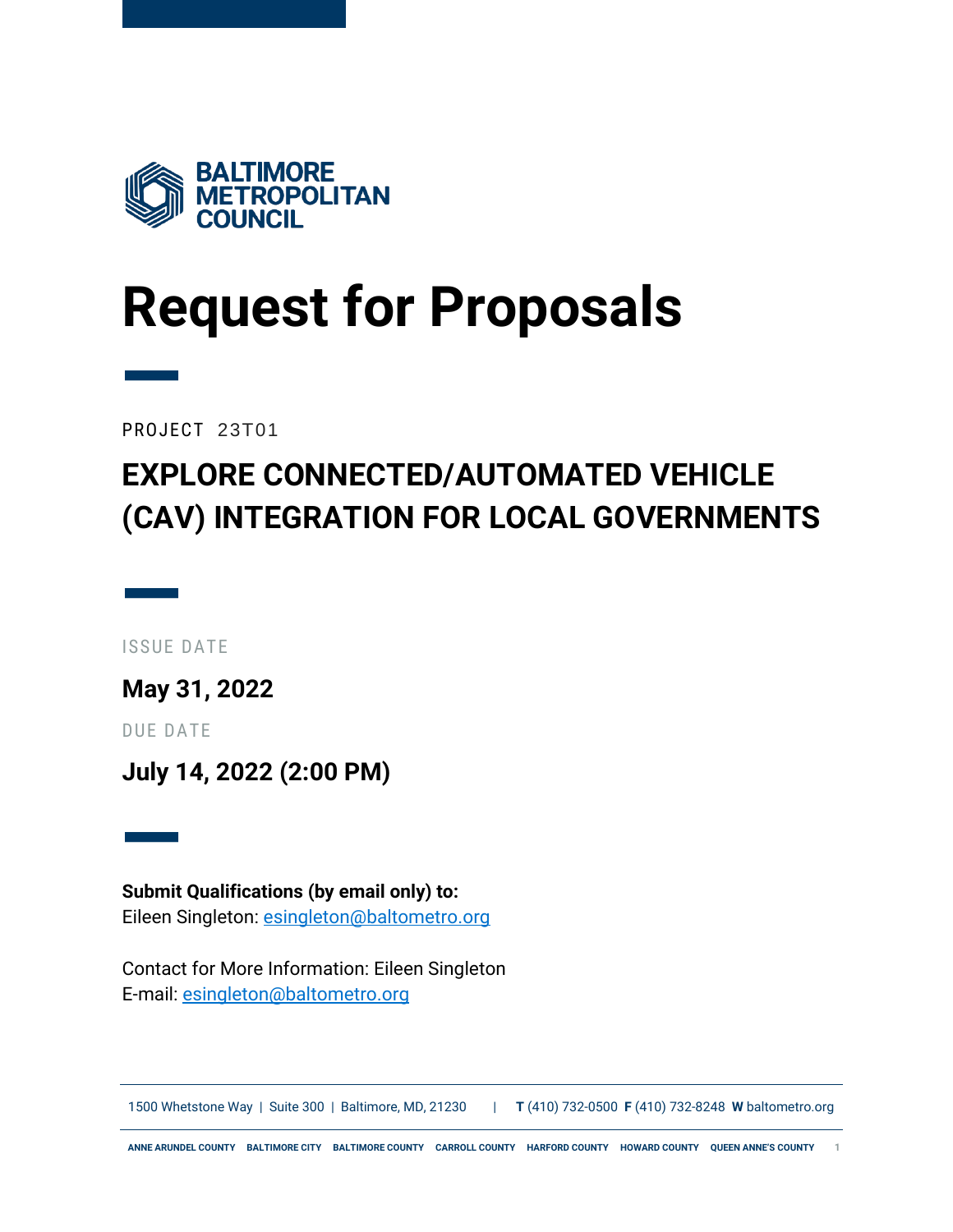**BALTIMORE METROPOLITAN COUNCIL**

# Request for Proposals

PROJECT 23T01

## EXPLORE CONNECTED/AUTOMATED VEHICLE (CAV) INTEGRATION FOR LOCAL GOVERNMENTS

ISSUE DATE

**May 31, 2022**

DUE DATE

**July 14, 2022 (2:00 PM)**

**Submit Qualifications (by email only) to:**
Eileen Singleton: esingleton@baltometro.org

Contact for More Information: Eileen Singleton
E-mail: esingleton@baltometro.org

1500 Whetstone Way | Suite 300 | Baltimore, MD, 21230 | **T** (410) 732-0500 **F** (410) 732-8248 **W** baltometro.org

ANNE ARUNDEL COUNTY BALTIMORE CITY BALTIMORE COUNTY CARROLL COUNTY HARFORD COUNTY HOWARD COUNTY QUEEN ANNE'S COUNTY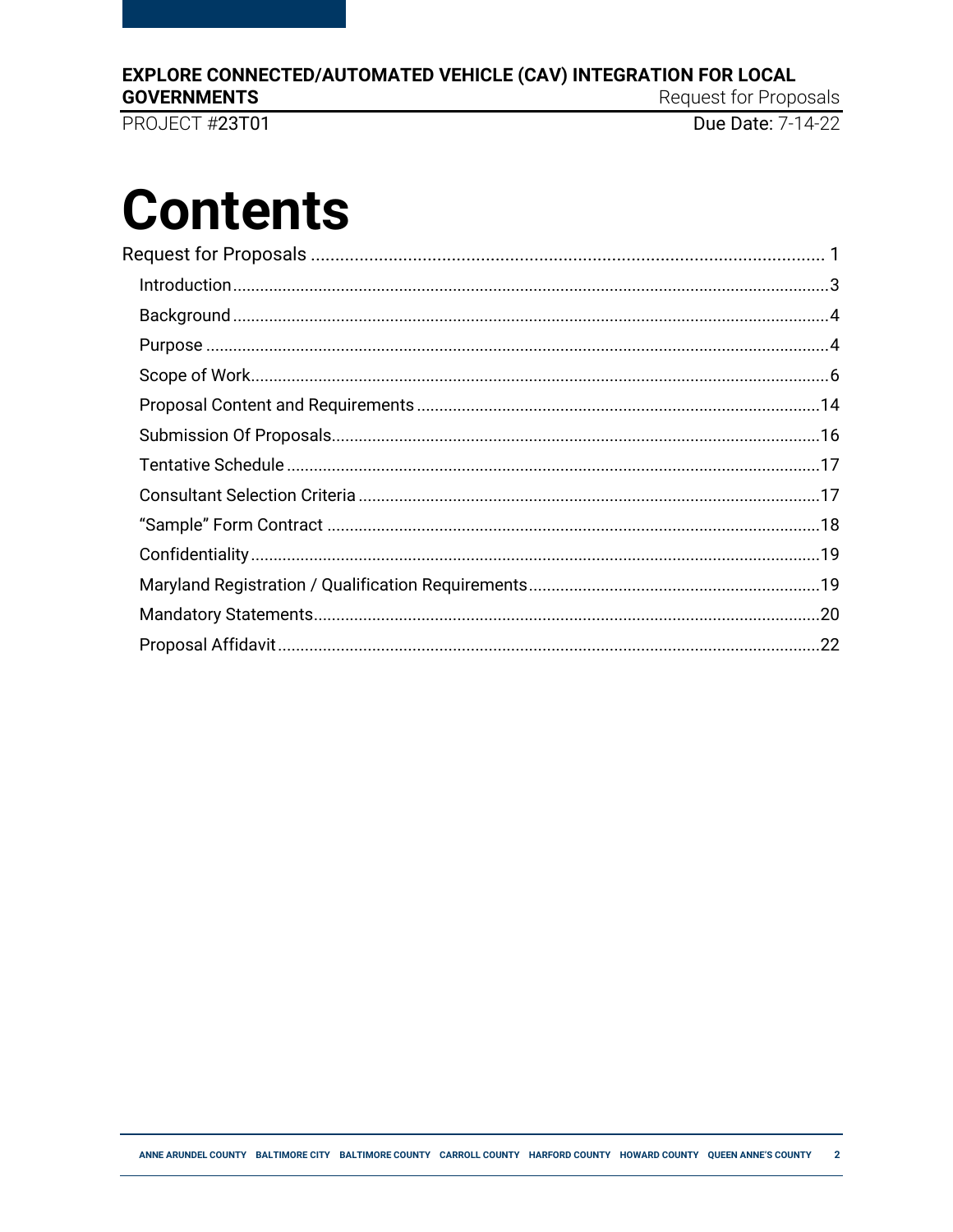# Contents

Request for Proposals ........................................................................................................ 1

- Introduction..................................................................................................................3
- Background ..................................................................................................................4
- Purpose ........................................................................................................................4
- Scope of Work..............................................................................................................6
- Proposal Content and Requirements ........................................................................14
- Submission Of Proposals...........................................................................................16
- Tentative Schedule .....................................................................................................17
- Consultant Selection Criteria .....................................................................................17
- "Sample" Form Contract ............................................................................................18
- Confidentiality .............................................................................................................19
- Maryland Registration / Qualification Requirements ................................................19
- Mandatory Statements...............................................................................................20
- Proposal Affidavit .......................................................................................................22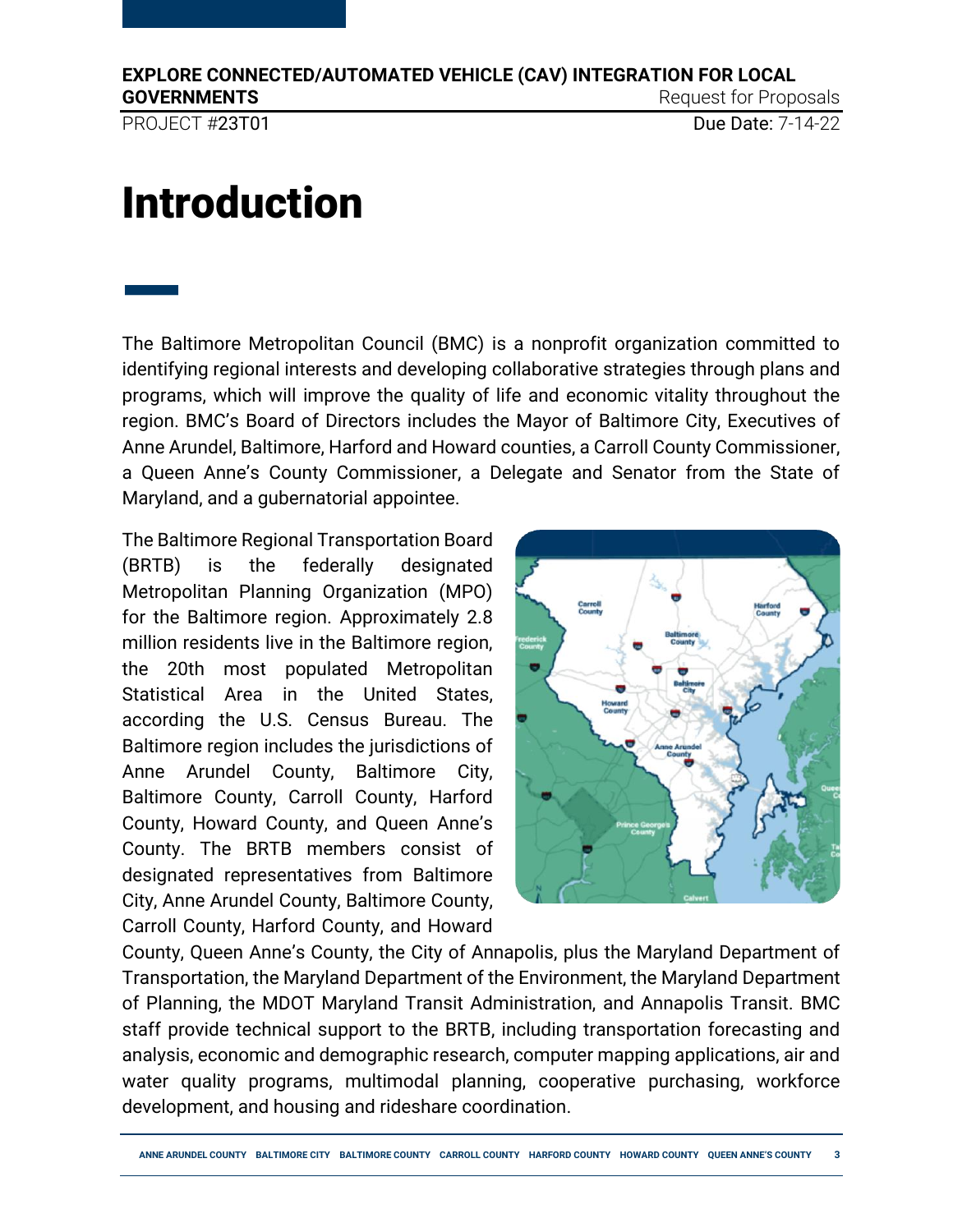# Introduction

The Baltimore Metropolitan Council (BMC) is a nonprofit organization committed to identifying regional interests and developing collaborative strategies through plans and programs, which will improve the quality of life and economic vitality throughout the region. BMC's Board of Directors includes the Mayor of Baltimore City, Executives of Anne Arundel, Baltimore, Harford and Howard counties, a Carroll County Commissioner, a Queen Anne's County Commissioner, a Delegate and Senator from the State of Maryland, and a gubernatorial appointee.

The Baltimore Regional Transportation Board (BRTB) is the federally designated Metropolitan Planning Organization (MPO) for the Baltimore region. Approximately 2.8 million residents live in the Baltimore region, the 20th most populated Metropolitan Statistical Area in the United States, according the U.S. Census Bureau. The Baltimore region includes the jurisdictions of Anne Arundel County, Baltimore City, Baltimore County, Carroll County, Harford County, Howard County, and Queen Anne's County. The BRTB members consist of designated representatives from Baltimore City, Anne Arundel County, Baltimore County, Carroll County, Harford County, and Howard County, Queen Anne's County, the City of Annapolis, plus the Maryland Department of Transportation, the Maryland Department of the Environment, the Maryland Department of Planning, the MDOT Maryland Transit Administration, and Annapolis Transit. BMC staff provide technical support to the BRTB, including transportation forecasting and analysis, economic and demographic research, computer mapping applications, air and water quality programs, multimodal planning, cooperative purchasing, workforce development, and housing and rideshare coordination.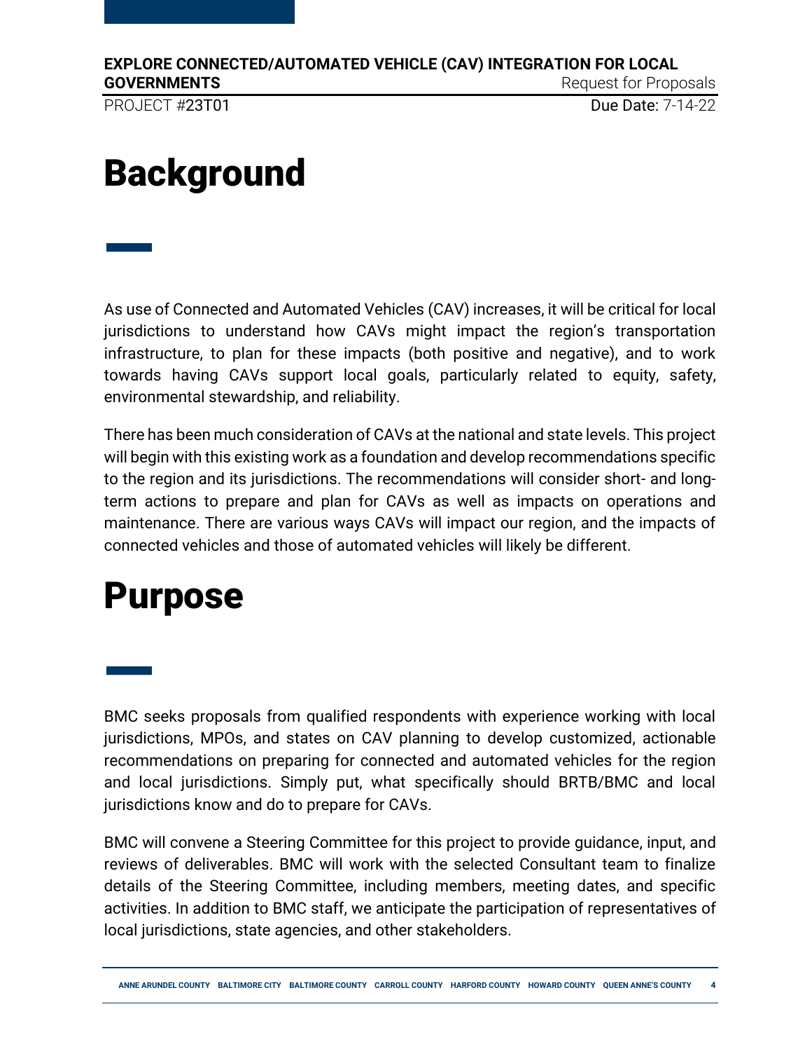# Background

As use of Connected and Automated Vehicles (CAV) increases, it will be critical for local jurisdictions to understand how CAVs might impact the region's transportation infrastructure, to plan for these impacts (both positive and negative), and to work towards having CAVs support local goals, particularly related to equity, safety, environmental stewardship, and reliability.

There has been much consideration of CAVs at the national and state levels. This project will begin with this existing work as a foundation and develop recommendations specific to the region and its jurisdictions. The recommendations will consider short- and long-term actions to prepare and plan for CAVs as well as impacts on operations and maintenance. There are various ways CAVs will impact our region, and the impacts of connected vehicles and those of automated vehicles will likely be different.

# Purpose

BMC seeks proposals from qualified respondents with experience working with local jurisdictions, MPOs, and states on CAV planning to develop customized, actionable recommendations on preparing for connected and automated vehicles for the region and local jurisdictions. Simply put, what specifically should BRTB/BMC and local jurisdictions know and do to prepare for CAVs.

BMC will convene a Steering Committee for this project to provide guidance, input, and reviews of deliverables. BMC will work with the selected Consultant team to finalize details of the Steering Committee, including members, meeting dates, and specific activities. In addition to BMC staff, we anticipate the participation of representatives of local jurisdictions, state agencies, and other stakeholders.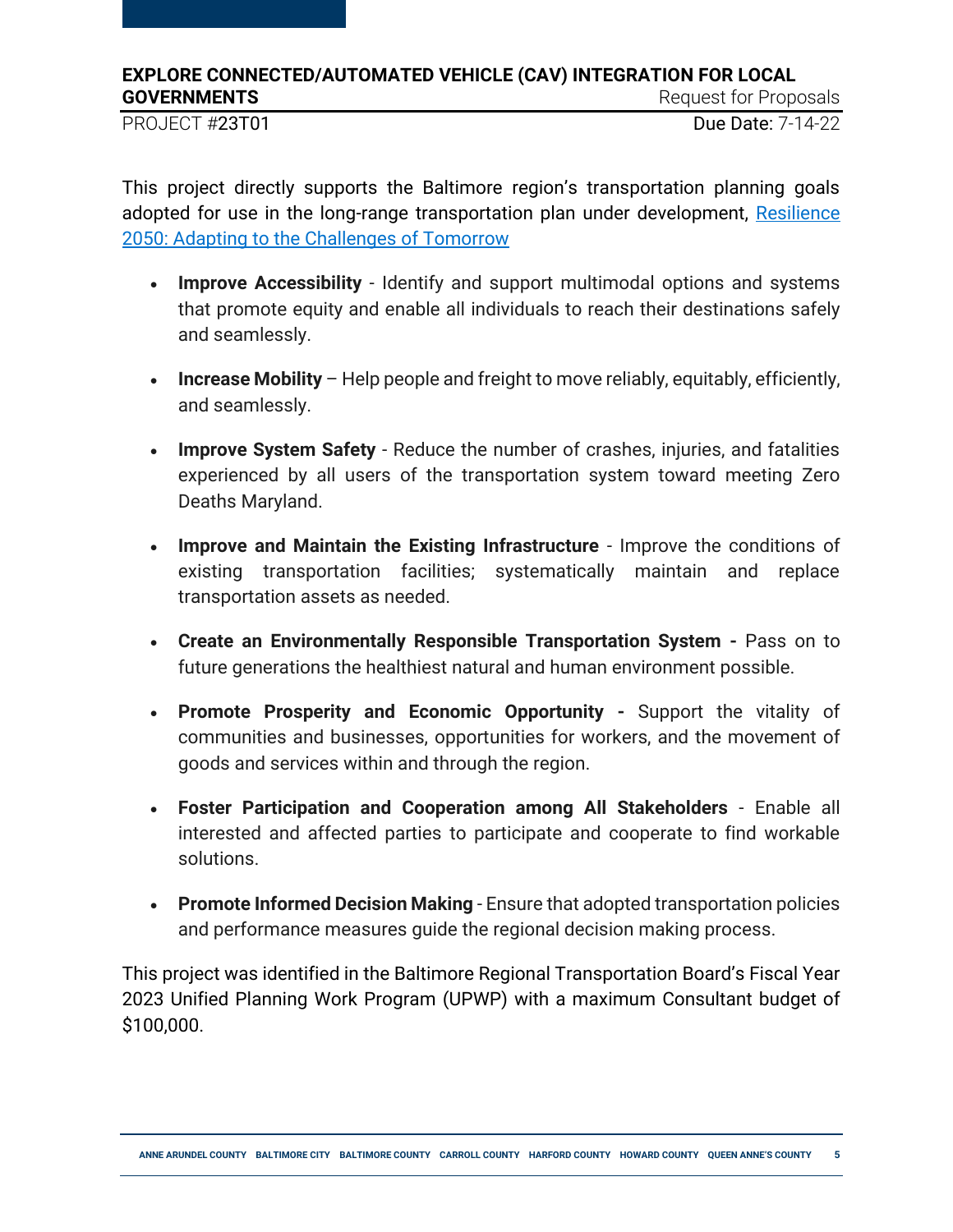This project directly supports the Baltimore region's transportation planning goals adopted for use in the long-range transportation plan under development, [Resilience 2050: Adapting to the Challenges of Tomorrow]

- **Improve Accessibility** - Identify and support multimodal options and systems that promote equity and enable all individuals to reach their destinations safely and seamlessly.
- **Increase Mobility** – Help people and freight to move reliably, equitably, efficiently, and seamlessly.
- **Improve System Safety** - Reduce the number of crashes, injuries, and fatalities experienced by all users of the transportation system toward meeting Zero Deaths Maryland.
- **Improve and Maintain the Existing Infrastructure** - Improve the conditions of existing transportation facilities; systematically maintain and replace transportation assets as needed.
- **Create an Environmentally Responsible Transportation System -** Pass on to future generations the healthiest natural and human environment possible.
- **Promote Prosperity and Economic Opportunity -** Support the vitality of communities and businesses, opportunities for workers, and the movement of goods and services within and through the region.
- **Foster Participation and Cooperation among All Stakeholders** - Enable all interested and affected parties to participate and cooperate to find workable solutions.
- **Promote Informed Decision Making** - Ensure that adopted transportation policies and performance measures guide the regional decision making process.

This project was identified in the Baltimore Regional Transportation Board's Fiscal Year 2023 Unified Planning Work Program (UPWP) with a maximum Consultant budget of $100,000.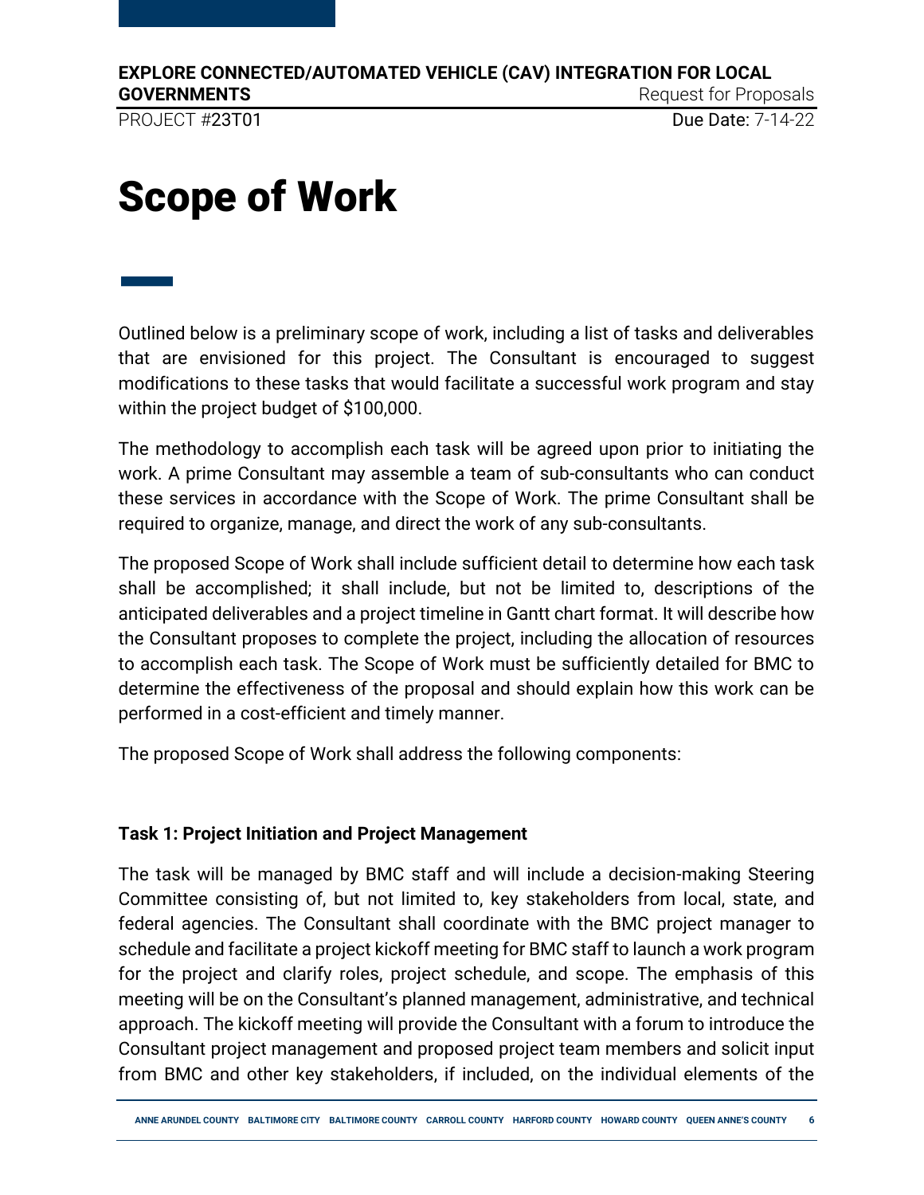# Scope of Work

Outlined below is a preliminary scope of work, including a list of tasks and deliverables that are envisioned for this project. The Consultant is encouraged to suggest modifications to these tasks that would facilitate a successful work program and stay within the project budget of $100,000.

The methodology to accomplish each task will be agreed upon prior to initiating the work. A prime Consultant may assemble a team of sub-consultants who can conduct these services in accordance with the Scope of Work. The prime Consultant shall be required to organize, manage, and direct the work of any sub-consultants.

The proposed Scope of Work shall include sufficient detail to determine how each task shall be accomplished; it shall include, but not be limited to, descriptions of the anticipated deliverables and a project timeline in Gantt chart format. It will describe how the Consultant proposes to complete the project, including the allocation of resources to accomplish each task. The Scope of Work must be sufficiently detailed for BMC to determine the effectiveness of the proposal and should explain how this work can be performed in a cost-efficient and timely manner.

The proposed Scope of Work shall address the following components:

**Task 1: Project Initiation and Project Management**

The task will be managed by BMC staff and will include a decision-making Steering Committee consisting of, but not limited to, key stakeholders from local, state, and federal agencies. The Consultant shall coordinate with the BMC project manager to schedule and facilitate a project kickoff meeting for BMC staff to launch a work program for the project and clarify roles, project schedule, and scope. The emphasis of this meeting will be on the Consultant's planned management, administrative, and technical approach. The kickoff meeting will provide the Consultant with a forum to introduce the Consultant project management and proposed project team members and solicit input from BMC and other key stakeholders, if included, on the individual elements of the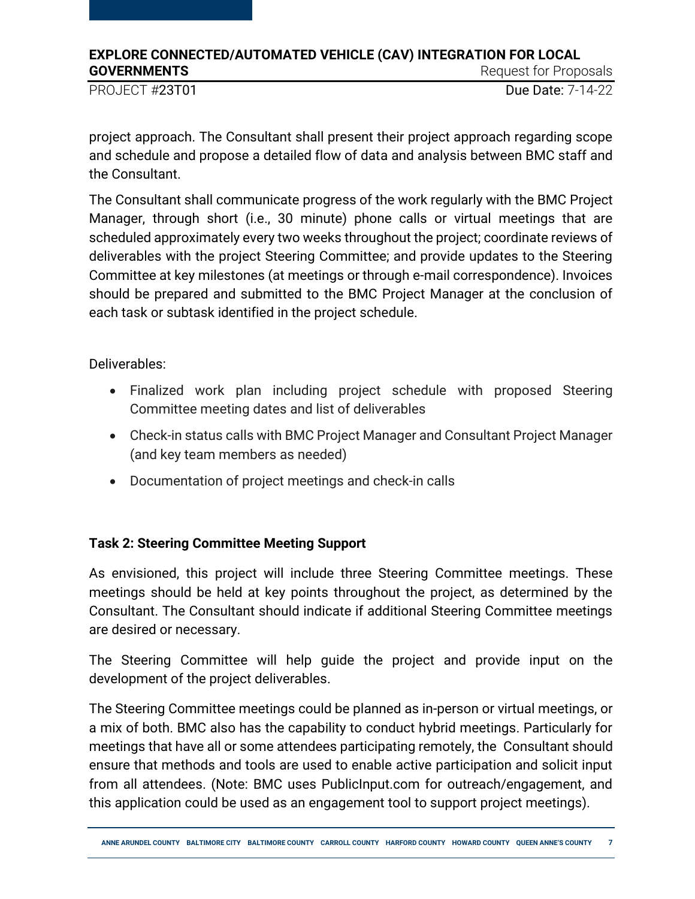project approach. The Consultant shall present their project approach regarding scope and schedule and propose a detailed flow of data and analysis between BMC staff and the Consultant.

The Consultant shall communicate progress of the work regularly with the BMC Project Manager, through short (i.e., 30 minute) phone calls or virtual meetings that are scheduled approximately every two weeks throughout the project; coordinate reviews of deliverables with the project Steering Committee; and provide updates to the Steering Committee at key milestones (at meetings or through e-mail correspondence). Invoices should be prepared and submitted to the BMC Project Manager at the conclusion of each task or subtask identified in the project schedule.

Deliverables:

- Finalized work plan including project schedule with proposed Steering Committee meeting dates and list of deliverables
- Check-in status calls with BMC Project Manager and Consultant Project Manager (and key team members as needed)
- Documentation of project meetings and check-in calls

**Task 2: Steering Committee Meeting Support**

As envisioned, this project will include three Steering Committee meetings. These meetings should be held at key points throughout the project, as determined by the Consultant. The Consultant should indicate if additional Steering Committee meetings are desired or necessary.

The Steering Committee will help guide the project and provide input on the development of the project deliverables.

The Steering Committee meetings could be planned as in-person or virtual meetings, or a mix of both. BMC also has the capability to conduct hybrid meetings. Particularly for meetings that have all or some attendees participating remotely, the Consultant should ensure that methods and tools are used to enable active participation and solicit input from all attendees. (Note: BMC uses PublicInput.com for outreach/engagement, and this application could be used as an engagement tool to support project meetings).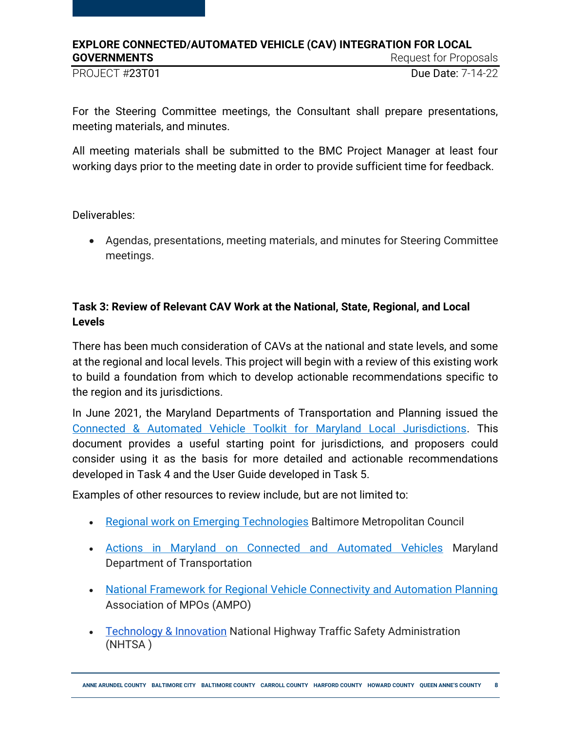For the Steering Committee meetings, the Consultant shall prepare presentations, meeting materials, and minutes.

All meeting materials shall be submitted to the BMC Project Manager at least four working days prior to the meeting date in order to provide sufficient time for feedback.

Deliverables:

- Agendas, presentations, meeting materials, and minutes for Steering Committee meetings.

**Task 3: Review of Relevant CAV Work at the National, State, Regional, and Local Levels**

There has been much consideration of CAVs at the national and state levels, and some at the regional and local levels. This project will begin with a review of this existing work to build a foundation from which to develop actionable recommendations specific to the region and its jurisdictions.

In June 2021, the Maryland Departments of Transportation and Planning issued the Connected & Automated Vehicle Toolkit for Maryland Local Jurisdictions. This document provides a useful starting point for jurisdictions, and proposers could consider using it as the basis for more detailed and actionable recommendations developed in Task 4 and the User Guide developed in Task 5.

Examples of other resources to review include, but are not limited to:

- Regional work on Emerging Technologies Baltimore Metropolitan Council
- Actions in Maryland on Connected and Automated Vehicles Maryland Department of Transportation
- National Framework for Regional Vehicle Connectivity and Automation Planning Association of MPOs (AMPO)
- Technology & Innovation National Highway Traffic Safety Administration (NHTSA )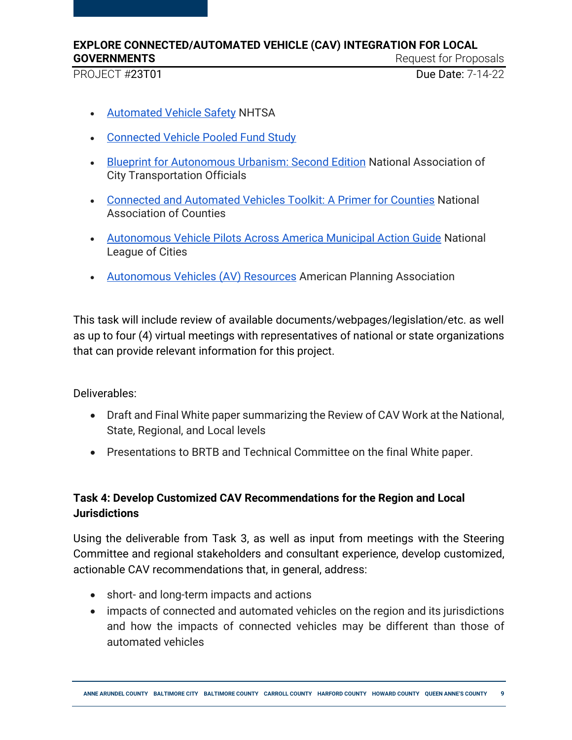- Automated Vehicle Safety NHTSA
- Connected Vehicle Pooled Fund Study
- Blueprint for Autonomous Urbanism: Second Edition National Association of City Transportation Officials
- Connected and Automated Vehicles Toolkit: A Primer for Counties National Association of Counties
- Autonomous Vehicle Pilots Across America Municipal Action Guide National League of Cities
- Autonomous Vehicles (AV) Resources American Planning Association

This task will include review of available documents/webpages/legislation/etc. as well as up to four (4) virtual meetings with representatives of national or state organizations that can provide relevant information for this project.

Deliverables:

- Draft and Final White paper summarizing the Review of CAV Work at the National, State, Regional, and Local levels
- Presentations to BRTB and Technical Committee on the final White paper.

### Task 4: Develop Customized CAV Recommendations for the Region and Local Jurisdictions

Using the deliverable from Task 3, as well as input from meetings with the Steering Committee and regional stakeholders and consultant experience, develop customized, actionable CAV recommendations that, in general, address:

- short- and long-term impacts and actions
- impacts of connected and automated vehicles on the region and its jurisdictions and how the impacts of connected vehicles may be different than those of automated vehicles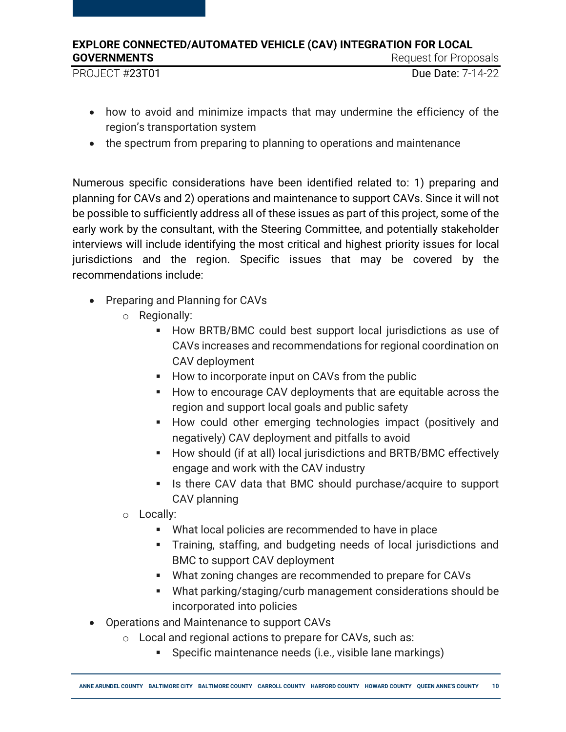- how to avoid and minimize impacts that may undermine the efficiency of the region's transportation system
- the spectrum from preparing to planning to operations and maintenance

Numerous specific considerations have been identified related to: 1) preparing and planning for CAVs and 2) operations and maintenance to support CAVs. Since it will not be possible to sufficiently address all of these issues as part of this project, some of the early work by the consultant, with the Steering Committee, and potentially stakeholder interviews will include identifying the most critical and highest priority issues for local jurisdictions and the region. Specific issues that may be covered by the recommendations include:

- Preparing and Planning for CAVs
  - Regionally:
    - How BRTB/BMC could best support local jurisdictions as use of CAVs increases and recommendations for regional coordination on CAV deployment
    - How to incorporate input on CAVs from the public
    - How to encourage CAV deployments that are equitable across the region and support local goals and public safety
    - How could other emerging technologies impact (positively and negatively) CAV deployment and pitfalls to avoid
    - How should (if at all) local jurisdictions and BRTB/BMC effectively engage and work with the CAV industry
    - Is there CAV data that BMC should purchase/acquire to support CAV planning
  - Locally:
    - What local policies are recommended to have in place
    - Training, staffing, and budgeting needs of local jurisdictions and BMC to support CAV deployment
    - What zoning changes are recommended to prepare for CAVs
    - What parking/staging/curb management considerations should be incorporated into policies
- Operations and Maintenance to support CAVs
  - Local and regional actions to prepare for CAVs, such as:
    - Specific maintenance needs (i.e., visible lane markings)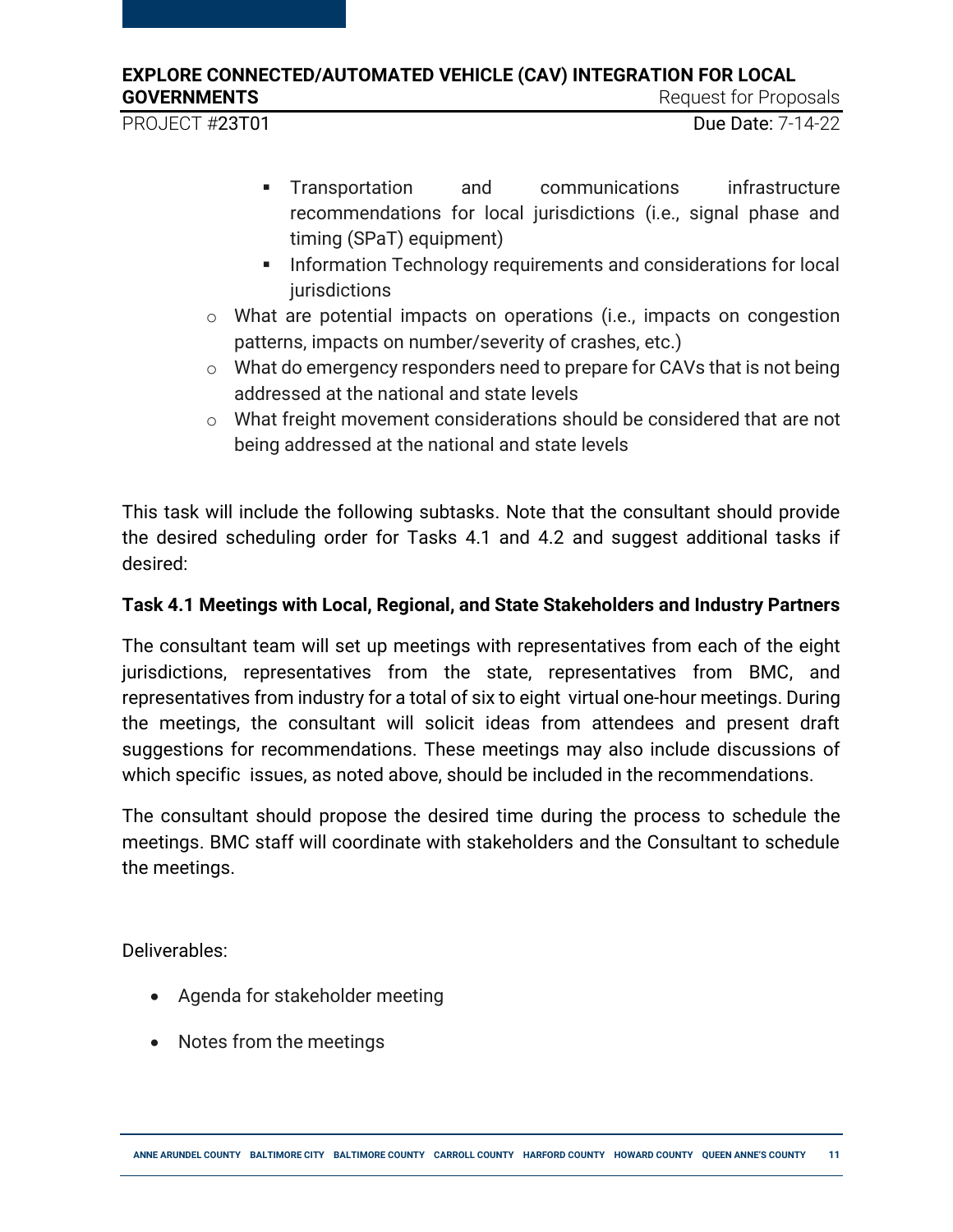- Transportation and communications infrastructure recommendations for local jurisdictions (i.e., signal phase and timing (SPaT) equipment)
    - Information Technology requirements and considerations for local jurisdictions
  - What are potential impacts on operations (i.e., impacts on congestion patterns, impacts on number/severity of crashes, etc.)
  - What do emergency responders need to prepare for CAVs that is not being addressed at the national and state levels
  - What freight movement considerations should be considered that are not being addressed at the national and state levels

This task will include the following subtasks. Note that the consultant should provide the desired scheduling order for Tasks 4.1 and 4.2 and suggest additional tasks if desired:

**Task 4.1 Meetings with Local, Regional, and State Stakeholders and Industry Partners**

The consultant team will set up meetings with representatives from each of the eight jurisdictions, representatives from the state, representatives from BMC, and representatives from industry for a total of six to eight virtual one-hour meetings. During the meetings, the consultant will solicit ideas from attendees and present draft suggestions for recommendations. These meetings may also include discussions of which specific issues, as noted above, should be included in the recommendations.

The consultant should propose the desired time during the process to schedule the meetings. BMC staff will coordinate with stakeholders and the Consultant to schedule the meetings.

Deliverables:

- Agenda for stakeholder meeting
- Notes from the meetings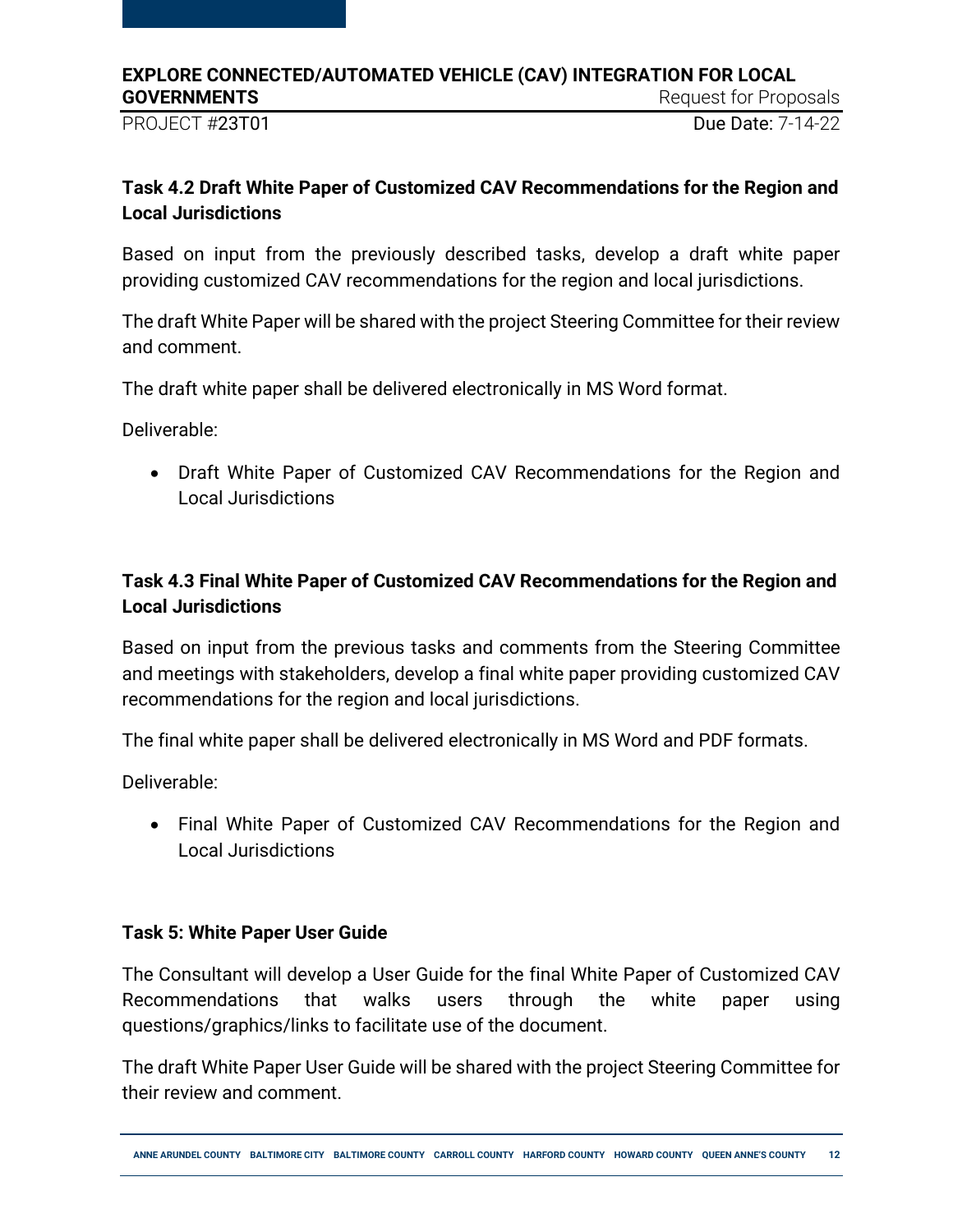### Task 4.2 Draft White Paper of Customized CAV Recommendations for the Region and Local Jurisdictions

Based on input from the previously described tasks, develop a draft white paper providing customized CAV recommendations for the region and local jurisdictions.

The draft White Paper will be shared with the project Steering Committee for their review and comment.

The draft white paper shall be delivered electronically in MS Word format.

Deliverable:

- Draft White Paper of Customized CAV Recommendations for the Region and Local Jurisdictions

### Task 4.3 Final White Paper of Customized CAV Recommendations for the Region and Local Jurisdictions

Based on input from the previous tasks and comments from the Steering Committee and meetings with stakeholders, develop a final white paper providing customized CAV recommendations for the region and local jurisdictions.

The final white paper shall be delivered electronically in MS Word and PDF formats.

Deliverable:

- Final White Paper of Customized CAV Recommendations for the Region and Local Jurisdictions

### Task 5: White Paper User Guide

The Consultant will develop a User Guide for the final White Paper of Customized CAV Recommendations that walks users through the white paper using questions/graphics/links to facilitate use of the document.

The draft White Paper User Guide will be shared with the project Steering Committee for their review and comment.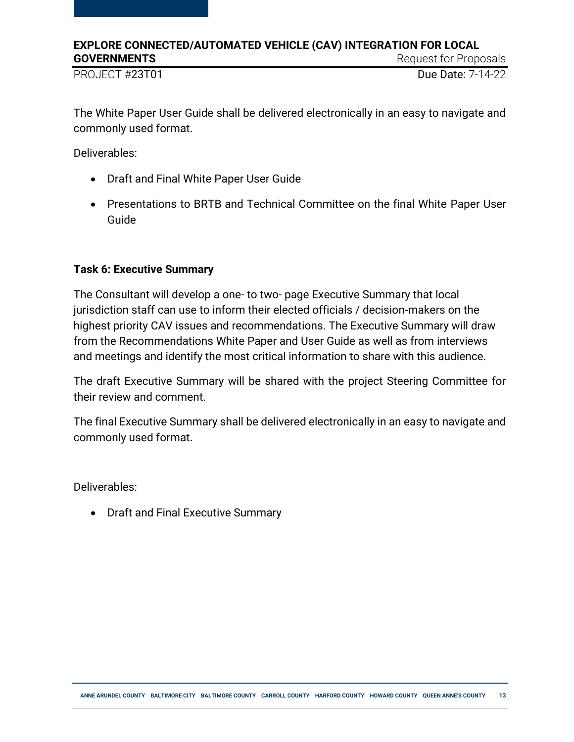The White Paper User Guide shall be delivered electronically in an easy to navigate and commonly used format.

Deliverables:

- Draft and Final White Paper User Guide
- Presentations to BRTB and Technical Committee on the final White Paper User Guide

**Task 6: Executive Summary**

The Consultant will develop a one- to two- page Executive Summary that local jurisdiction staff can use to inform their elected officials / decision-makers on the highest priority CAV issues and recommendations. The Executive Summary will draw from the Recommendations White Paper and User Guide as well as from interviews and meetings and identify the most critical information to share with this audience.

The draft Executive Summary will be shared with the project Steering Committee for their review and comment.

The final Executive Summary shall be delivered electronically in an easy to navigate and commonly used format.

Deliverables:

- Draft and Final Executive Summary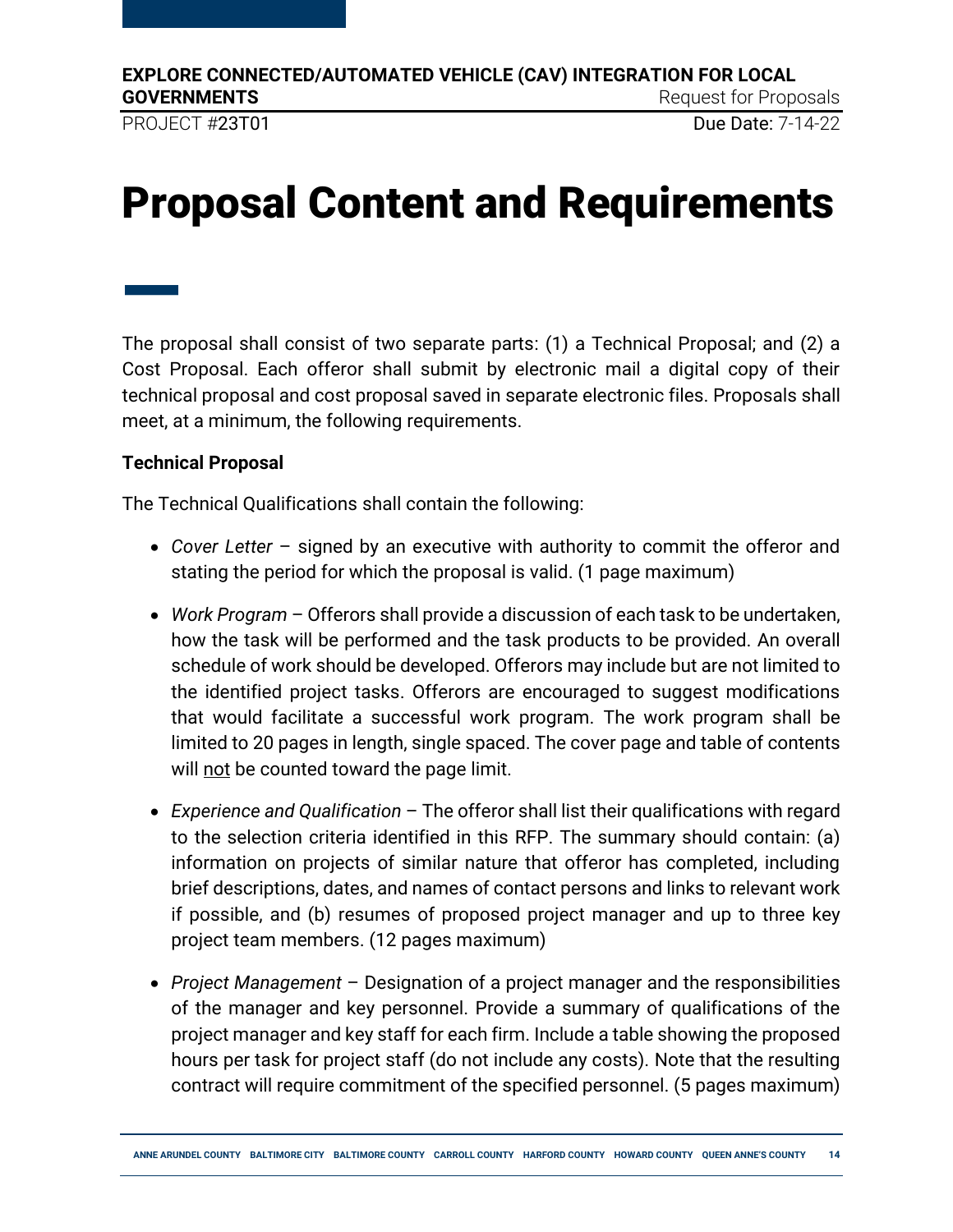# Proposal Content and Requirements

The proposal shall consist of two separate parts: (1) a Technical Proposal; and (2) a Cost Proposal. Each offeror shall submit by electronic mail a digital copy of their technical proposal and cost proposal saved in separate electronic files. Proposals shall meet, at a minimum, the following requirements.

**Technical Proposal**

The Technical Qualifications shall contain the following:

- *Cover Letter* – signed by an executive with authority to commit the offeror and stating the period for which the proposal is valid. (1 page maximum)
- *Work Program* – Offerors shall provide a discussion of each task to be undertaken, how the task will be performed and the task products to be provided. An overall schedule of work should be developed. Offerors may include but are not limited to the identified project tasks. Offerors are encouraged to suggest modifications that would facilitate a successful work program. The work program shall be limited to 20 pages in length, single spaced. The cover page and table of contents will <u>not</u> be counted toward the page limit.
- *Experience and Qualification* – The offeror shall list their qualifications with regard to the selection criteria identified in this RFP. The summary should contain: (a) information on projects of similar nature that offeror has completed, including brief descriptions, dates, and names of contact persons and links to relevant work if possible, and (b) resumes of proposed project manager and up to three key project team members. (12 pages maximum)
- *Project Management* – Designation of a project manager and the responsibilities of the manager and key personnel. Provide a summary of qualifications of the project manager and key staff for each firm. Include a table showing the proposed hours per task for project staff (do not include any costs). Note that the resulting contract will require commitment of the specified personnel. (5 pages maximum)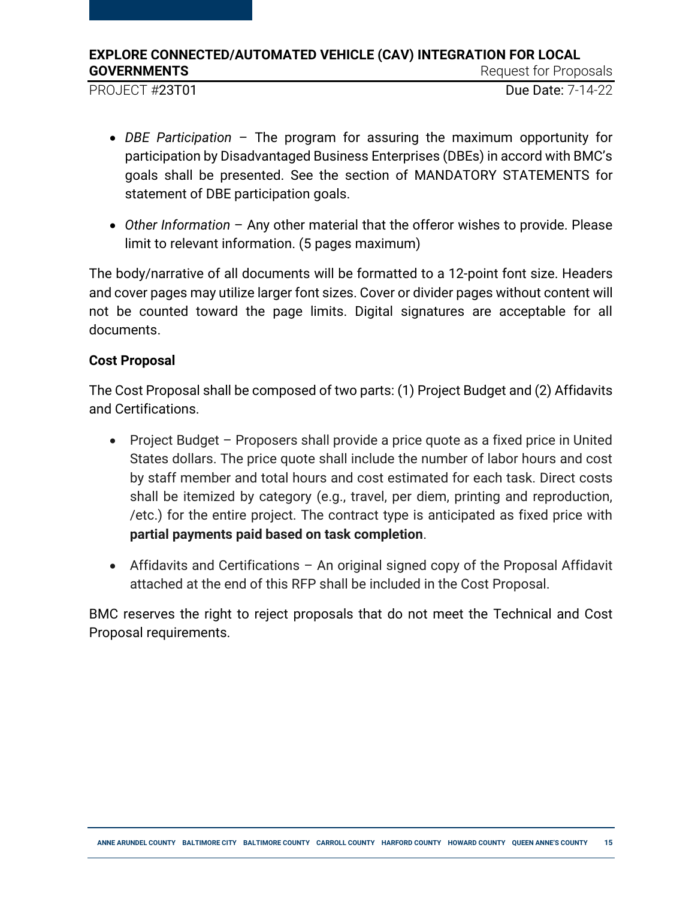- *DBE Participation* – The program for assuring the maximum opportunity for participation by Disadvantaged Business Enterprises (DBEs) in accord with BMC's goals shall be presented. See the section of MANDATORY STATEMENTS for statement of DBE participation goals.

- *Other Information* – Any other material that the offeror wishes to provide. Please limit to relevant information. (5 pages maximum)

The body/narrative of all documents will be formatted to a 12-point font size. Headers and cover pages may utilize larger font sizes. Cover or divider pages without content will not be counted toward the page limits. Digital signatures are acceptable for all documents.

**Cost Proposal**

The Cost Proposal shall be composed of two parts: (1) Project Budget and (2) Affidavits and Certifications.

- Project Budget – Proposers shall provide a price quote as a fixed price in United States dollars. The price quote shall include the number of labor hours and cost by staff member and total hours and cost estimated for each task. Direct costs shall be itemized by category (e.g., travel, per diem, printing and reproduction, /etc.) for the entire project. The contract type is anticipated as fixed price with **partial payments paid based on task completion**.

- Affidavits and Certifications – An original signed copy of the Proposal Affidavit attached at the end of this RFP shall be included in the Cost Proposal.

BMC reserves the right to reject proposals that do not meet the Technical and Cost Proposal requirements.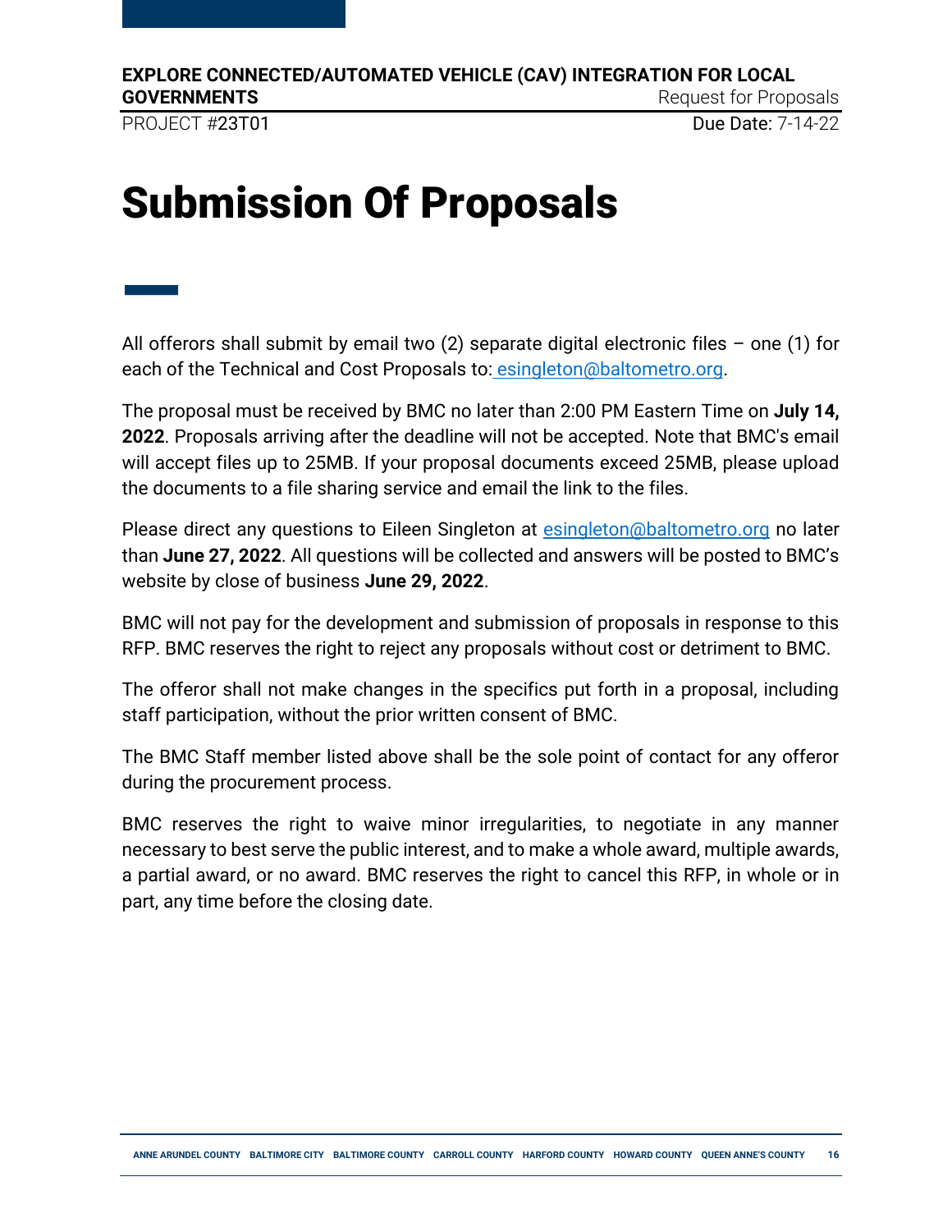# Submission Of Proposals

All offerors shall submit by email two (2) separate digital electronic files – one (1) for each of the Technical and Cost Proposals to: esingleton@baltometro.org.

The proposal must be received by BMC no later than 2:00 PM Eastern Time on **July 14, 2022**. Proposals arriving after the deadline will not be accepted. Note that BMC's email will accept files up to 25MB. If your proposal documents exceed 25MB, please upload the documents to a file sharing service and email the link to the files.

Please direct any questions to Eileen Singleton at esingleton@baltometro.org no later than **June 27, 2022**. All questions will be collected and answers will be posted to BMC's website by close of business **June 29, 2022**.

BMC will not pay for the development and submission of proposals in response to this RFP. BMC reserves the right to reject any proposals without cost or detriment to BMC.

The offeror shall not make changes in the specifics put forth in a proposal, including staff participation, without the prior written consent of BMC.

The BMC Staff member listed above shall be the sole point of contact for any offeror during the procurement process.

BMC reserves the right to waive minor irregularities, to negotiate in any manner necessary to best serve the public interest, and to make a whole award, multiple awards, a partial award, or no award. BMC reserves the right to cancel this RFP, in whole or in part, any time before the closing date.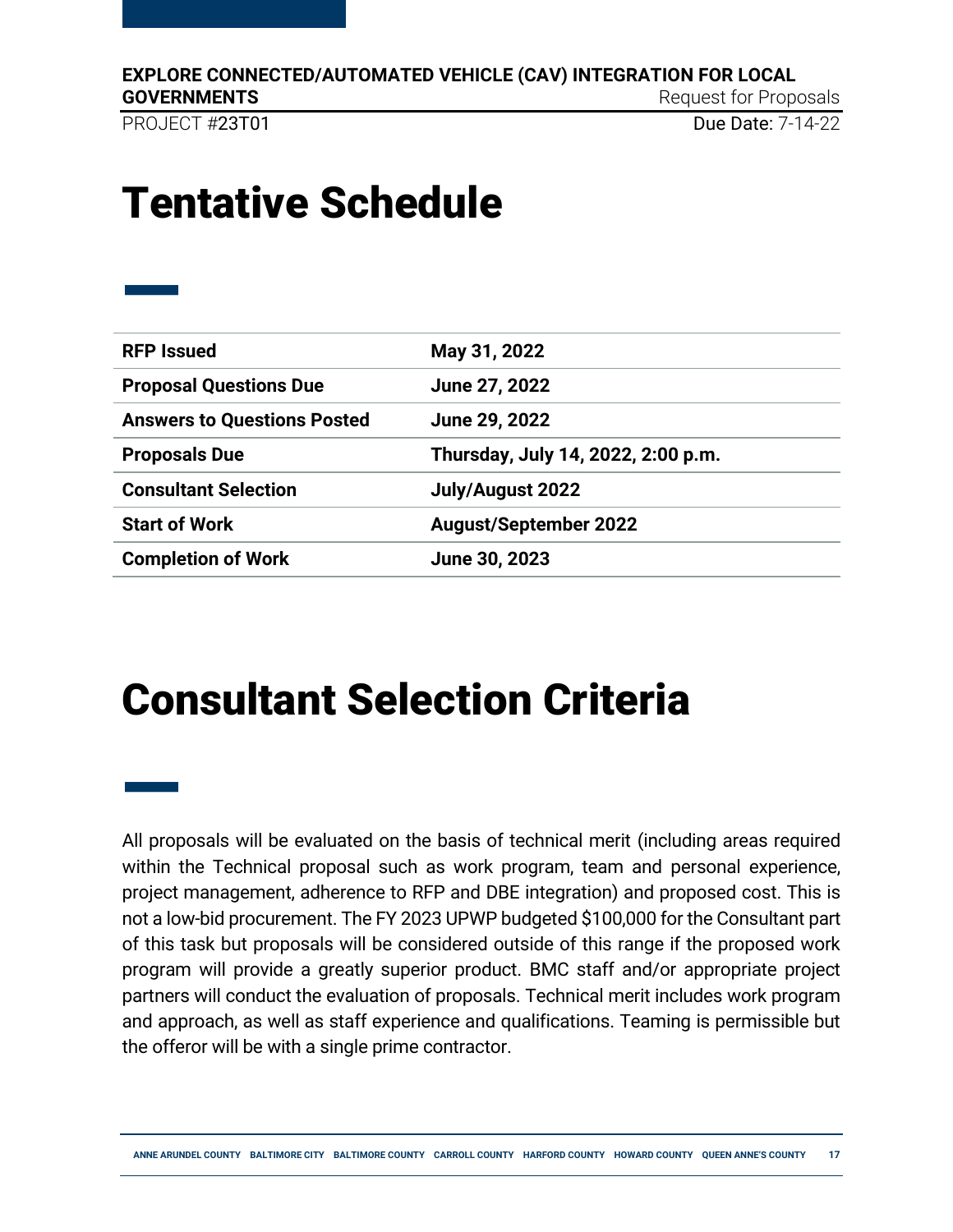# Tentative Schedule

| | |
|---|---|
| **RFP Issued** | **May 31, 2022** |
| **Proposal Questions Due** | **June 27, 2022** |
| **Answers to Questions Posted** | **June 29, 2022** |
| **Proposals Due** | **Thursday, July 14, 2022, 2:00 p.m.** |
| **Consultant Selection** | **July/August 2022** |
| **Start of Work** | **August/September 2022** |
| **Completion of Work** | **June 30, 2023** |

# Consultant Selection Criteria

All proposals will be evaluated on the basis of technical merit (including areas required within the Technical proposal such as work program, team and personal experience, project management, adherence to RFP and DBE integration) and proposed cost. This is not a low-bid procurement. The FY 2023 UPWP budgeted $100,000 for the Consultant part of this task but proposals will be considered outside of this range if the proposed work program will provide a greatly superior product. BMC staff and/or appropriate project partners will conduct the evaluation of proposals. Technical merit includes work program and approach, as well as staff experience and qualifications. Teaming is permissible but the offeror will be with a single prime contractor.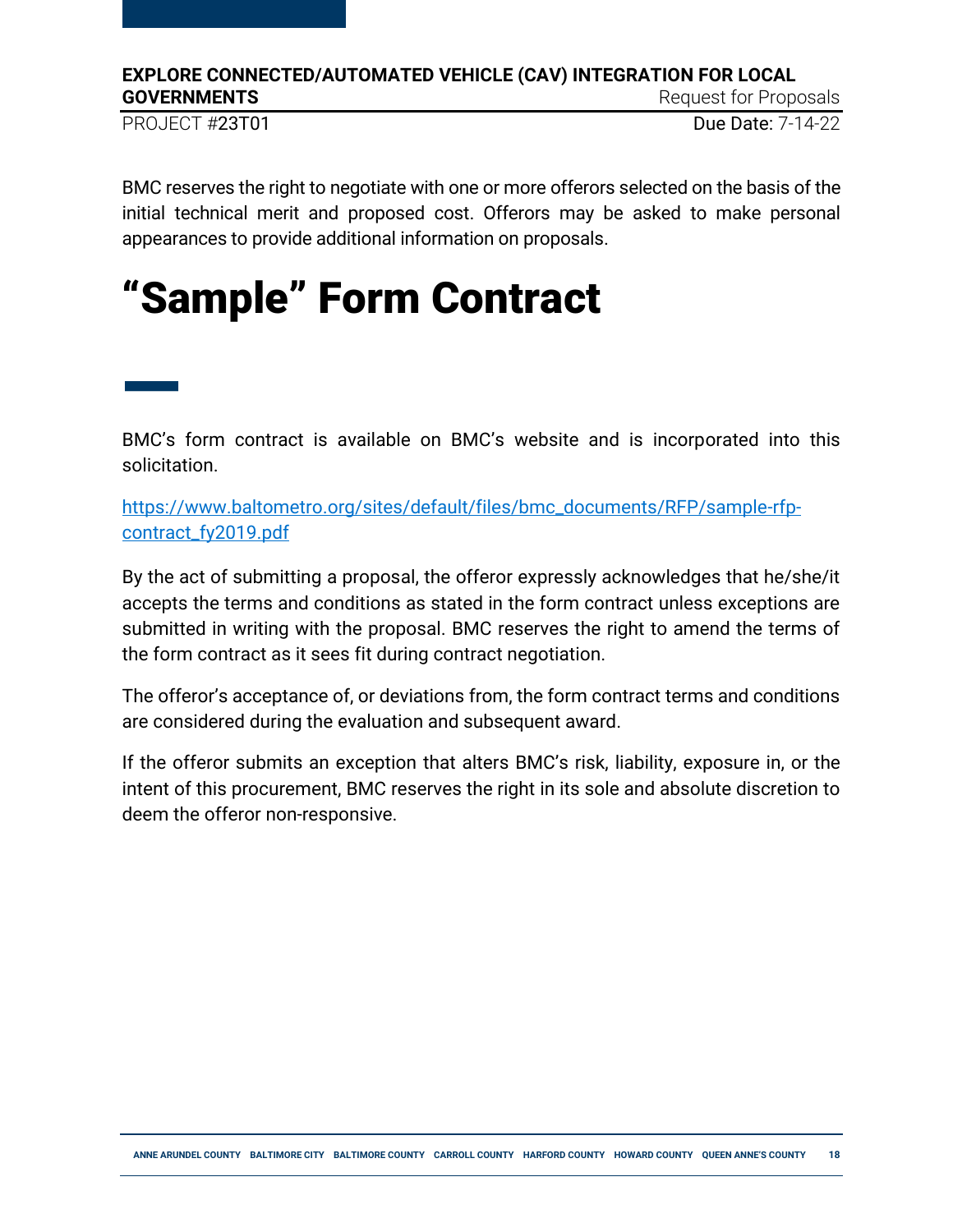BMC reserves the right to negotiate with one or more offerors selected on the basis of the initial technical merit and proposed cost. Offerors may be asked to make personal appearances to provide additional information on proposals.

# "Sample" Form Contract

BMC's form contract is available on BMC's website and is incorporated into this solicitation.

https://www.baltometro.org/sites/default/files/bmc_documents/RFP/sample-rfp-contract_fy2019.pdf

By the act of submitting a proposal, the offeror expressly acknowledges that he/she/it accepts the terms and conditions as stated in the form contract unless exceptions are submitted in writing with the proposal. BMC reserves the right to amend the terms of the form contract as it sees fit during contract negotiation.

The offeror's acceptance of, or deviations from, the form contract terms and conditions are considered during the evaluation and subsequent award.

If the offeror submits an exception that alters BMC's risk, liability, exposure in, or the intent of this procurement, BMC reserves the right in its sole and absolute discretion to deem the offeror non-responsive.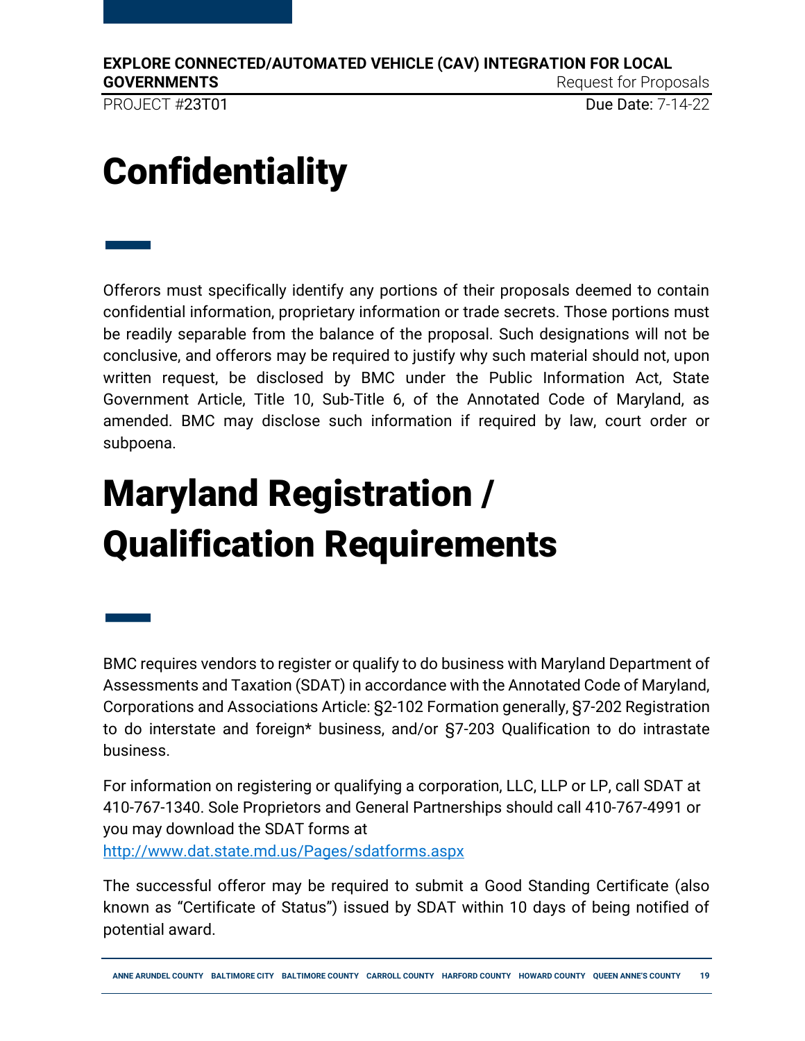# Confidentiality

Offerors must specifically identify any portions of their proposals deemed to contain confidential information, proprietary information or trade secrets. Those portions must be readily separable from the balance of the proposal. Such designations will not be conclusive, and offerors may be required to justify why such material should not, upon written request, be disclosed by BMC under the Public Information Act, State Government Article, Title 10, Sub-Title 6, of the Annotated Code of Maryland, as amended. BMC may disclose such information if required by law, court order or subpoena.

# Maryland Registration / Qualification Requirements

BMC requires vendors to register or qualify to do business with Maryland Department of Assessments and Taxation (SDAT) in accordance with the Annotated Code of Maryland, Corporations and Associations Article: §2-102 Formation generally, §7-202 Registration to do interstate and foreign* business, and/or §7-203 Qualification to do intrastate business.

For information on registering or qualifying a corporation, LLC, LLP or LP, call SDAT at 410-767-1340. Sole Proprietors and General Partnerships should call 410-767-4991 or you may download the SDAT forms at [http://www.dat.state.md.us/Pages/sdatforms.aspx](http://www.dat.state.md.us/Pages/sdatforms.aspx)

The successful offeror may be required to submit a Good Standing Certificate (also known as "Certificate of Status") issued by SDAT within 10 days of being notified of potential award.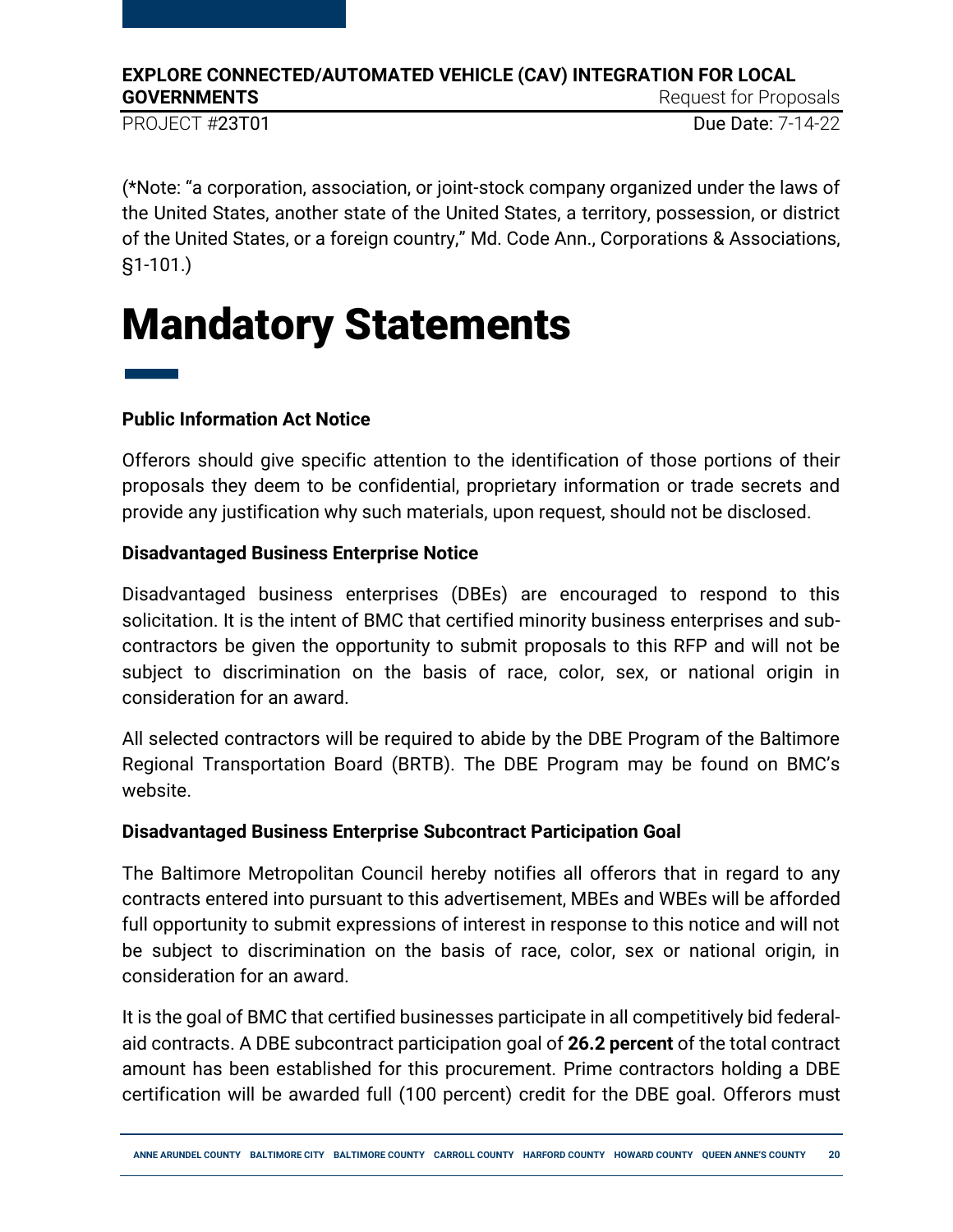(*Note: "a corporation, association, or joint-stock company organized under the laws of the United States, another state of the United States, a territory, possession, or district of the United States, or a foreign country," Md. Code Ann., Corporations & Associations, §1-101.)

# Mandatory Statements

**Public Information Act Notice**

Offerors should give specific attention to the identification of those portions of their proposals they deem to be confidential, proprietary information or trade secrets and provide any justification why such materials, upon request, should not be disclosed.

**Disadvantaged Business Enterprise Notice**

Disadvantaged business enterprises (DBEs) are encouraged to respond to this solicitation. It is the intent of BMC that certified minority business enterprises and sub-contractors be given the opportunity to submit proposals to this RFP and will not be subject to discrimination on the basis of race, color, sex, or national origin in consideration for an award.

All selected contractors will be required to abide by the DBE Program of the Baltimore Regional Transportation Board (BRTB). The DBE Program may be found on BMC's website.

**Disadvantaged Business Enterprise Subcontract Participation Goal**

The Baltimore Metropolitan Council hereby notifies all offerors that in regard to any contracts entered into pursuant to this advertisement, MBEs and WBEs will be afforded full opportunity to submit expressions of interest in response to this notice and will not be subject to discrimination on the basis of race, color, sex or national origin, in consideration for an award.

It is the goal of BMC that certified businesses participate in all competitively bid federal-aid contracts. A DBE subcontract participation goal of **26.2 percent** of the total contract amount has been established for this procurement. Prime contractors holding a DBE certification will be awarded full (100 percent) credit for the DBE goal. Offerors must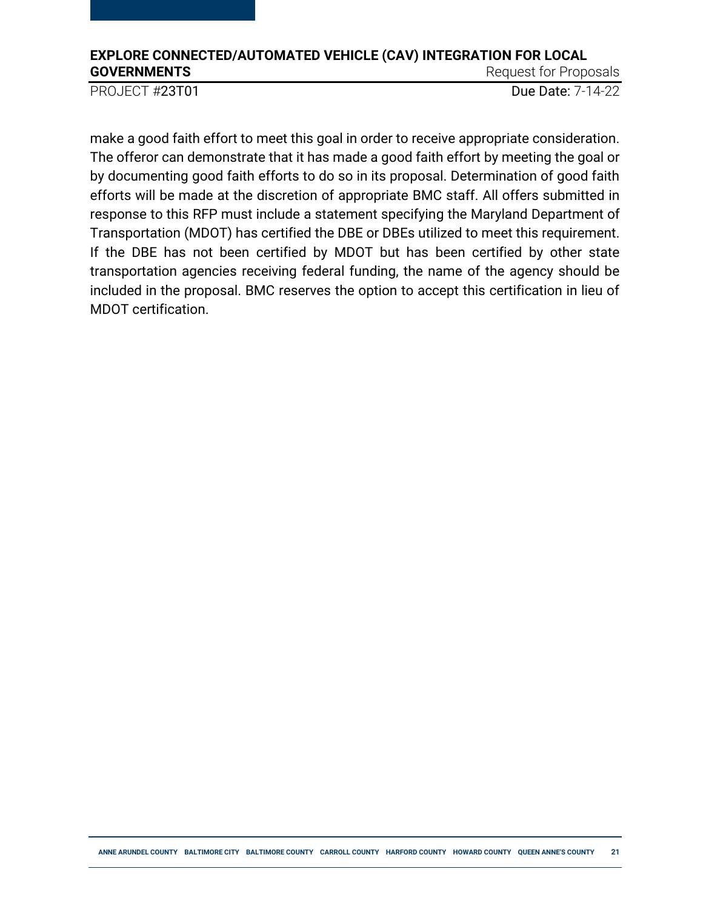make a good faith effort to meet this goal in order to receive appropriate consideration. The offeror can demonstrate that it has made a good faith effort by meeting the goal or by documenting good faith efforts to do so in its proposal. Determination of good faith efforts will be made at the discretion of appropriate BMC staff. All offers submitted in response to this RFP must include a statement specifying the Maryland Department of Transportation (MDOT) has certified the DBE or DBEs utilized to meet this requirement. If the DBE has not been certified by MDOT but has been certified by other state transportation agencies receiving federal funding, the name of the agency should be included in the proposal. BMC reserves the option to accept this certification in lieu of MDOT certification.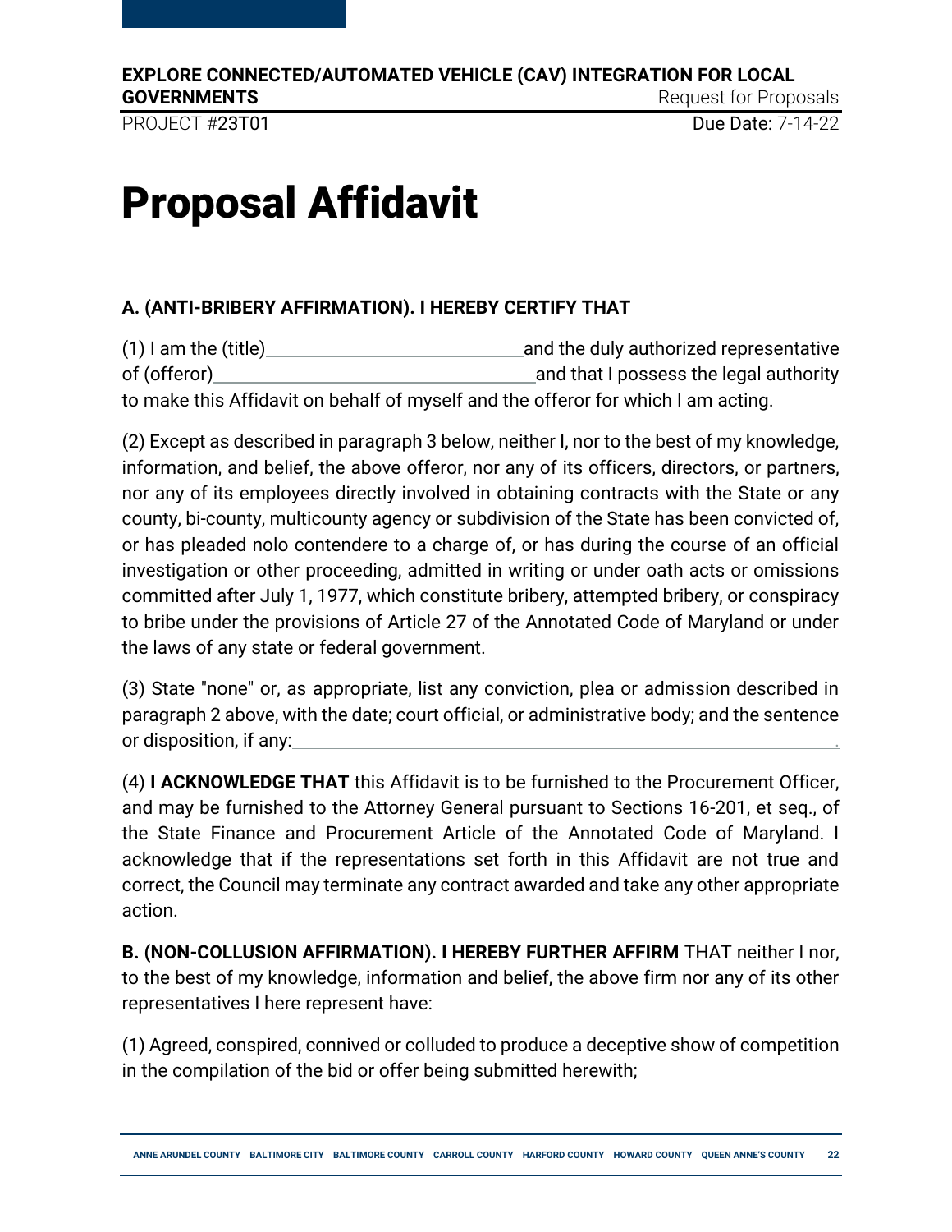# Proposal Affidavit

**A. (ANTI-BRIBERY AFFIRMATION). I HEREBY CERTIFY THAT**

(1) I am the (title)\_\_\_\_\_\_\_\_\_\_\_\_\_\_\_\_\_\_\_\_\_\_\_\_\_\_\_\_ and the duly authorized representative of (offeror)\_\_\_\_\_\_\_\_\_\_\_\_\_\_\_\_\_\_\_\_\_\_\_\_\_\_\_\_\_\_\_\_\_\_ and that I possess the legal authority to make this Affidavit on behalf of myself and the offeror for which I am acting.

(2) Except as described in paragraph 3 below, neither I, nor to the best of my knowledge, information, and belief, the above offeror, nor any of its officers, directors, or partners, nor any of its employees directly involved in obtaining contracts with the State or any county, bi-county, multicounty agency or subdivision of the State has been convicted of, or has pleaded nolo contendere to a charge of, or has during the course of an official investigation or other proceeding, admitted in writing or under oath acts or omissions committed after July 1, 1977, which constitute bribery, attempted bribery, or conspiracy to bribe under the provisions of Article 27 of the Annotated Code of Maryland or under the laws of any state or federal government.

(3) State "none" or, as appropriate, list any conviction, plea or admission described in paragraph 2 above, with the date; court official, or administrative body; and the sentence or disposition, if any:\_\_\_\_\_\_\_\_\_\_\_\_\_\_\_\_\_\_\_\_\_\_\_\_\_\_\_\_\_\_\_\_\_\_\_\_\_\_\_\_\_\_\_\_\_\_\_\_\_\_\_\_\_\_\_.

(4) **I ACKNOWLEDGE THAT** this Affidavit is to be furnished to the Procurement Officer, and may be furnished to the Attorney General pursuant to Sections 16-201, et seq., of the State Finance and Procurement Article of the Annotated Code of Maryland. I acknowledge that if the representations set forth in this Affidavit are not true and correct, the Council may terminate any contract awarded and take any other appropriate action.

**B. (NON-COLLUSION AFFIRMATION). I HEREBY FURTHER AFFIRM** THAT neither I nor, to the best of my knowledge, information and belief, the above firm nor any of its other representatives I here represent have:

(1) Agreed, conspired, connived or colluded to produce a deceptive show of competition in the compilation of the bid or offer being submitted herewith;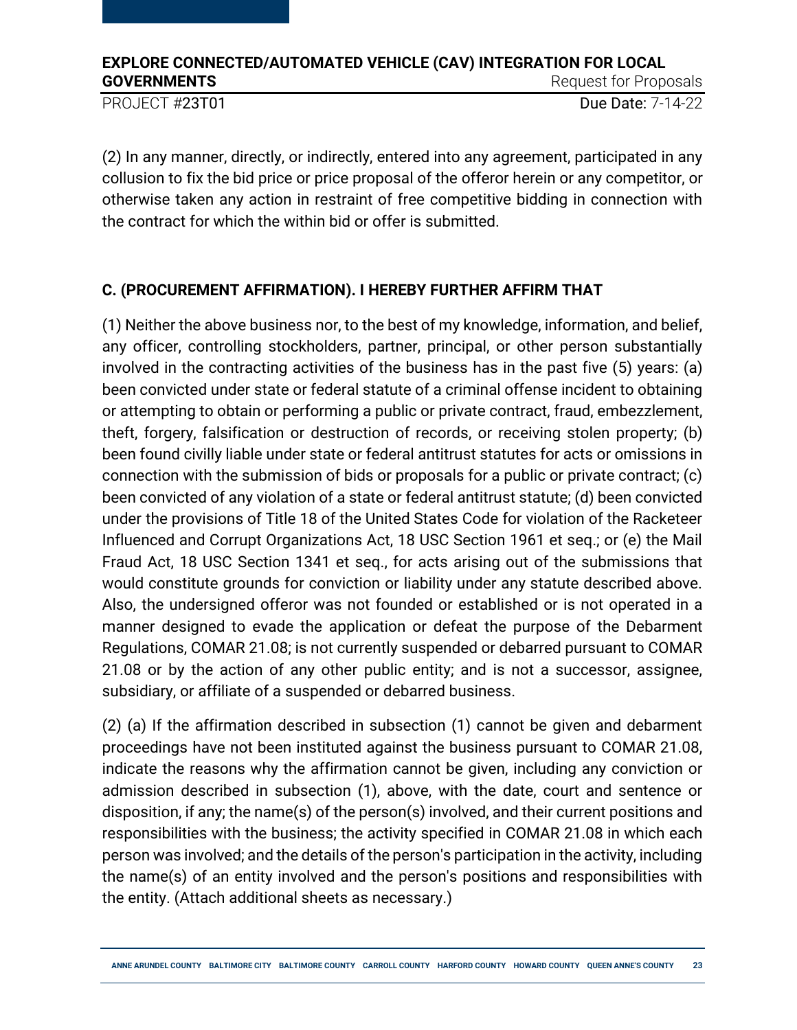(2) In any manner, directly, or indirectly, entered into any agreement, participated in any collusion to fix the bid price or price proposal of the offeror herein or any competitor, or otherwise taken any action in restraint of free competitive bidding in connection with the contract for which the within bid or offer is submitted.

### C. (PROCUREMENT AFFIRMATION). I HEREBY FURTHER AFFIRM THAT

(1) Neither the above business nor, to the best of my knowledge, information, and belief, any officer, controlling stockholders, partner, principal, or other person substantially involved in the contracting activities of the business has in the past five (5) years: (a) been convicted under state or federal statute of a criminal offense incident to obtaining or attempting to obtain or performing a public or private contract, fraud, embezzlement, theft, forgery, falsification or destruction of records, or receiving stolen property; (b) been found civilly liable under state or federal antitrust statutes for acts or omissions in connection with the submission of bids or proposals for a public or private contract; (c) been convicted of any violation of a state or federal antitrust statute; (d) been convicted under the provisions of Title 18 of the United States Code for violation of the Racketeer Influenced and Corrupt Organizations Act, 18 USC Section 1961 et seq.; or (e) the Mail Fraud Act, 18 USC Section 1341 et seq., for acts arising out of the submissions that would constitute grounds for conviction or liability under any statute described above. Also, the undersigned offeror was not founded or established or is not operated in a manner designed to evade the application or defeat the purpose of the Debarment Regulations, COMAR 21.08; is not currently suspended or debarred pursuant to COMAR 21.08 or by the action of any other public entity; and is not a successor, assignee, subsidiary, or affiliate of a suspended or debarred business.

(2) (a) If the affirmation described in subsection (1) cannot be given and debarment proceedings have not been instituted against the business pursuant to COMAR 21.08, indicate the reasons why the affirmation cannot be given, including any conviction or admission described in subsection (1), above, with the date, court and sentence or disposition, if any; the name(s) of the person(s) involved, and their current positions and responsibilities with the business; the activity specified in COMAR 21.08 in which each person was involved; and the details of the person's participation in the activity, including the name(s) of an entity involved and the person's positions and responsibilities with the entity. (Attach additional sheets as necessary.)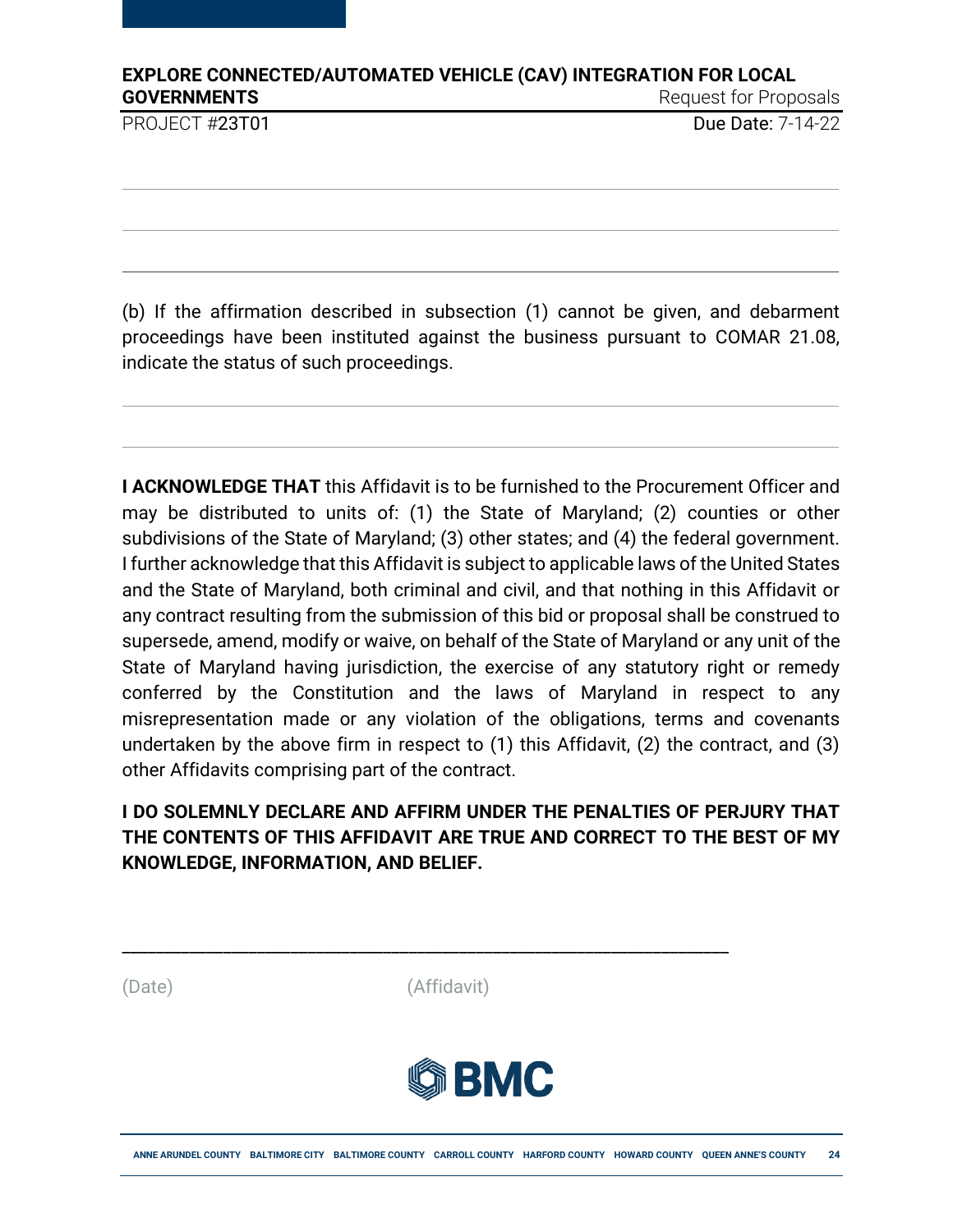(b) If the affirmation described in subsection (1) cannot be given, and debarment proceedings have been instituted against the business pursuant to COMAR 21.08, indicate the status of such proceedings.

**I ACKNOWLEDGE THAT** this Affidavit is to be furnished to the Procurement Officer and may be distributed to units of: (1) the State of Maryland; (2) counties or other subdivisions of the State of Maryland; (3) other states; and (4) the federal government. I further acknowledge that this Affidavit is subject to applicable laws of the United States and the State of Maryland, both criminal and civil, and that nothing in this Affidavit or any contract resulting from the submission of this bid or proposal shall be construed to supersede, amend, modify or waive, on behalf of the State of Maryland or any unit of the State of Maryland having jurisdiction, the exercise of any statutory right or remedy conferred by the Constitution and the laws of Maryland in respect to any misrepresentation made or any violation of the obligations, terms and covenants undertaken by the above firm in respect to (1) this Affidavit, (2) the contract, and (3) other Affidavits comprising part of the contract.

**I DO SOLEMNLY DECLARE AND AFFIRM UNDER THE PENALTIES OF PERJURY THAT THE CONTENTS OF THIS AFFIDAVIT ARE TRUE AND CORRECT TO THE BEST OF MY KNOWLEDGE, INFORMATION, AND BELIEF.**

\_\_\_\_\_\_\_\_\_\_\_\_\_\_\_\_\_\_\_\_\_\_\_\_\_\_\_\_\_\_\_\_\_\_\_\_\_\_\_\_\_\_\_\_\_\_\_\_\_\_\_\_\_\_

(Date) (Affidavit)

BMC

ANNE ARUNDEL COUNTY BALTIMORE CITY BALTIMORE COUNTY CARROLL COUNTY HARFORD COUNTY HOWARD COUNTY QUEEN ANNE'S COUNTY